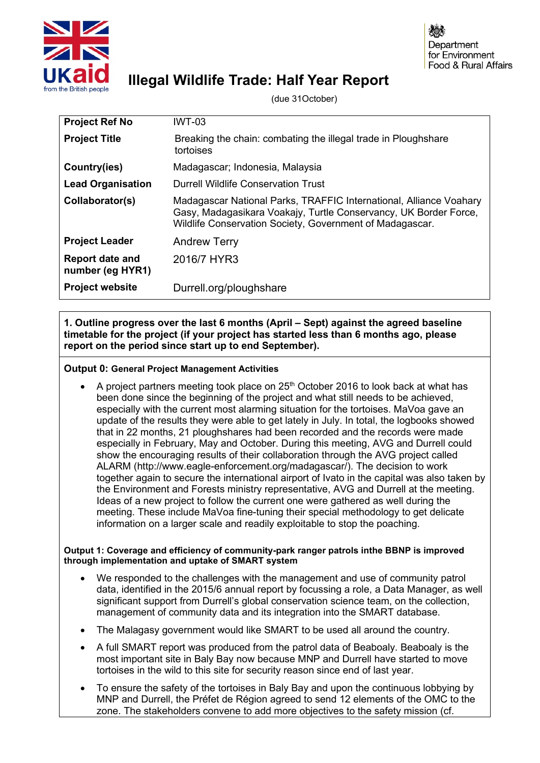# Illegal Wildlife Trade: Half Year Report

(due 31October)

| | |
|---|---|
| **Project Ref No** | IWT-03 |
| **Project Title** | Breaking the chain: combating the illegal trade in Ploughshare tortoises |
| **Country(ies)** | Madagascar; Indonesia, Malaysia |
| **Lead Organisation** | Durrell Wildlife Conservation Trust |
| **Collaborator(s)** | Madagascar National Parks, TRAFFIC International, Alliance Voahary Gasy, Madagasikara Voakajy, Turtle Conservancy, UK Border Force, Wildlife Conservation Society, Government of Madagascar. |
| **Project Leader** | Andrew Terry |
| **Report date and number (eg HYR1)** | 2016/7 HYR3 |
| **Project website** | Durrell.org/ploughshare |

**1. Outline progress over the last 6 months (April – Sept) against the agreed baseline timetable for the project (if your project has started less than 6 months ago, please report on the period since start up to end September).**

**Output 0: General Project Management Activities**

- A project partners meeting took place on 25th October 2016 to look back at what has been done since the beginning of the project and what still needs to be achieved, especially with the current most alarming situation for the tortoises. MaVoa gave an update of the results they were able to get lately in July. In total, the logbooks showed that in 22 months, 21 ploughshares had been recorded and the records were made especially in February, May and October. During this meeting, AVG and Durrell could show the encouraging results of their collaboration through the AVG project called ALARM (http://www.eagle-enforcement.org/madagascar/). The decision to work together again to secure the international airport of Ivato in the capital was also taken by the Environment and Forests ministry representative, AVG and Durrell at the meeting. Ideas of a new project to follow the current one were gathered as well during the meeting. These include MaVoa fine-tuning their special methodology to get delicate information on a larger scale and readily exploitable to stop the poaching.

**Output 1: Coverage and efficiency of community-park ranger patrols inthe BBNP is improved through implementation and uptake of SMART system**

- We responded to the challenges with the management and use of community patrol data, identified in the 2015/6 annual report by focussing a role, a Data Manager, as well significant support from Durrell's global conservation science team, on the collection, management of community data and its integration into the SMART database.
- The Malagasy government would like SMART to be used all around the country.
- A full SMART report was produced from the patrol data of Beaboaly. Beaboaly is the most important site in Baly Bay now because MNP and Durrell have started to move tortoises in the wild to this site for security reason since end of last year.
- To ensure the safety of the tortoises in Baly Bay and upon the continuous lobbying by MNP and Durrell, the Préfet de Région agreed to send 12 elements of the OMC to the zone. The stakeholders convene to add more objectives to the safety mission (cf.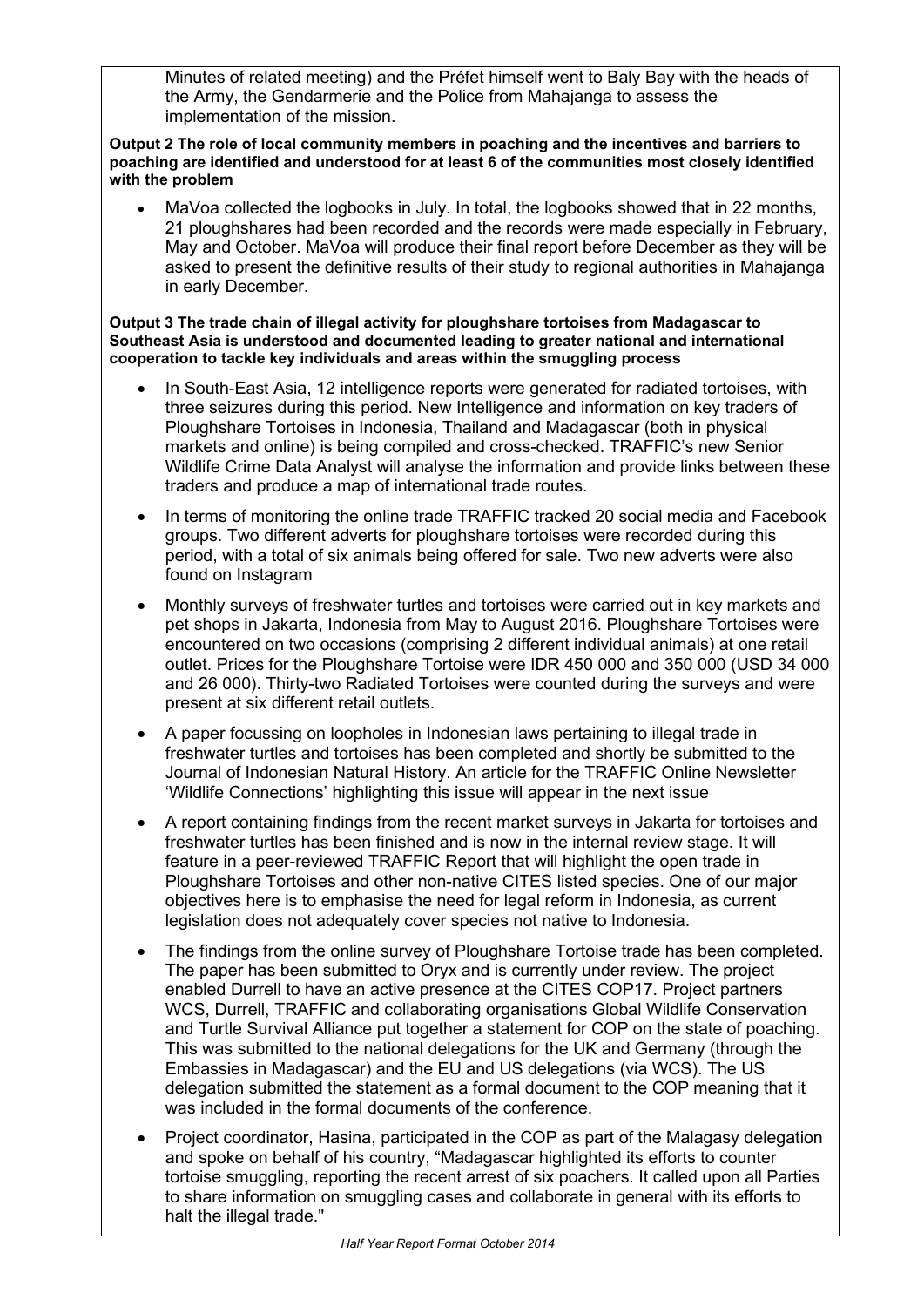Minutes of related meeting) and the Préfet himself went to Baly Bay with the heads of the Army, the Gendarmerie and the Police from Mahajanga to assess the implementation of the mission.

**Output 2 The role of local community members in poaching and the incentives and barriers to poaching are identified and understood for at least 6 of the communities most closely identified with the problem**

- MaVoa collected the logbooks in July. In total, the logbooks showed that in 22 months, 21 ploughshares had been recorded and the records were made especially in February, May and October. MaVoa will produce their final report before December as they will be asked to present the definitive results of their study to regional authorities in Mahajanga in early December.

**Output 3 The trade chain of illegal activity for ploughshare tortoises from Madagascar to Southeast Asia is understood and documented leading to greater national and international cooperation to tackle key individuals and areas within the smuggling process**

- In South-East Asia, 12 intelligence reports were generated for radiated tortoises, with three seizures during this period. New Intelligence and information on key traders of Ploughshare Tortoises in Indonesia, Thailand and Madagascar (both in physical markets and online) is being compiled and cross-checked. TRAFFIC's new Senior Wildlife Crime Data Analyst will analyse the information and provide links between these traders and produce a map of international trade routes.
- In terms of monitoring the online trade TRAFFIC tracked 20 social media and Facebook groups. Two different adverts for ploughshare tortoises were recorded during this period, with a total of six animals being offered for sale. Two new adverts were also found on Instagram
- Monthly surveys of freshwater turtles and tortoises were carried out in key markets and pet shops in Jakarta, Indonesia from May to August 2016. Ploughshare Tortoises were encountered on two occasions (comprising 2 different individual animals) at one retail outlet. Prices for the Ploughshare Tortoise were IDR 450 000 and 350 000 (USD 34 000 and 26 000). Thirty-two Radiated Tortoises were counted during the surveys and were present at six different retail outlets.
- A paper focussing on loopholes in Indonesian laws pertaining to illegal trade in freshwater turtles and tortoises has been completed and shortly be submitted to the Journal of Indonesian Natural History. An article for the TRAFFIC Online Newsletter 'Wildlife Connections' highlighting this issue will appear in the next issue
- A report containing findings from the recent market surveys in Jakarta for tortoises and freshwater turtles has been finished and is now in the internal review stage. It will feature in a peer-reviewed TRAFFIC Report that will highlight the open trade in Ploughshare Tortoises and other non-native CITES listed species. One of our major objectives here is to emphasise the need for legal reform in Indonesia, as current legislation does not adequately cover species not native to Indonesia.
- The findings from the online survey of Ploughshare Tortoise trade has been completed. The paper has been submitted to Oryx and is currently under review. The project enabled Durrell to have an active presence at the CITES COP17. Project partners WCS, Durrell, TRAFFIC and collaborating organisations Global Wildlife Conservation and Turtle Survival Alliance put together a statement for COP on the state of poaching. This was submitted to the national delegations for the UK and Germany (through the Embassies in Madagascar) and the EU and US delegations (via WCS). The US delegation submitted the statement as a formal document to the COP meaning that it was included in the formal documents of the conference.
- Project coordinator, Hasina, participated in the COP as part of the Malagasy delegation and spoke on behalf of his country, "Madagascar highlighted its efforts to counter tortoise smuggling, reporting the recent arrest of six poachers. It called upon all Parties to share information on smuggling cases and collaborate in general with its efforts to halt the illegal trade."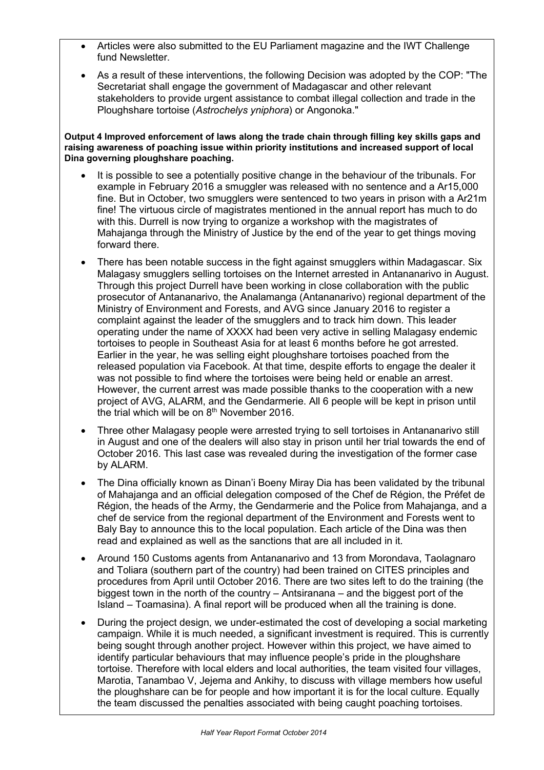- Articles were also submitted to the EU Parliament magazine and the IWT Challenge fund Newsletter.
- As a result of these interventions, the following Decision was adopted by the COP: "The Secretariat shall engage the government of Madagascar and other relevant stakeholders to provide urgent assistance to combat illegal collection and trade in the Ploughshare tortoise (*Astrochelys yniphora*) or Angonoka."

**Output 4 Improved enforcement of laws along the trade chain through filling key skills gaps and raising awareness of poaching issue within priority institutions and increased support of local Dina governing ploughshare poaching.**

- It is possible to see a potentially positive change in the behaviour of the tribunals. For example in February 2016 a smuggler was released with no sentence and a Ar15,000 fine. But in October, two smugglers were sentenced to two years in prison with a Ar21m fine! The virtuous circle of magistrates mentioned in the annual report has much to do with this. Durrell is now trying to organize a workshop with the magistrates of Mahajanga through the Ministry of Justice by the end of the year to get things moving forward there.
- There has been notable success in the fight against smugglers within Madagascar. Six Malagasy smugglers selling tortoises on the Internet arrested in Antananarivo in August. Through this project Durrell have been working in close collaboration with the public prosecutor of Antananarivo, the Analamanga (Antananarivo) regional department of the Ministry of Environment and Forests, and AVG since January 2016 to register a complaint against the leader of the smugglers and to track him down. This leader operating under the name of XXXX had been very active in selling Malagasy endemic tortoises to people in Southeast Asia for at least 6 months before he got arrested. Earlier in the year, he was selling eight ploughshare tortoises poached from the released population via Facebook. At that time, despite efforts to engage the dealer it was not possible to find where the tortoises were being held or enable an arrest. However, the current arrest was made possible thanks to the cooperation with a new project of AVG, ALARM, and the Gendarmerie. All 6 people will be kept in prison until the trial which will be on 8th November 2016.
- Three other Malagasy people were arrested trying to sell tortoises in Antananarivo still in August and one of the dealers will also stay in prison until her trial towards the end of October 2016. This last case was revealed during the investigation of the former case by ALARM.
- The Dina officially known as Dinan'i Boeny Miray Dia has been validated by the tribunal of Mahajanga and an official delegation composed of the Chef de Région, the Préfet de Région, the heads of the Army, the Gendarmerie and the Police from Mahajanga, and a chef de service from the regional department of the Environment and Forests went to Baly Bay to announce this to the local population. Each article of the Dina was then read and explained as well as the sanctions that are all included in it.
- Around 150 Customs agents from Antananarivo and 13 from Morondava, Taolagnaro and Toliara (southern part of the country) had been trained on CITES principles and procedures from April until October 2016. There are two sites left to do the training (the biggest town in the north of the country – Antsiranana – and the biggest port of the Island – Toamasina). A final report will be produced when all the training is done.
- During the project design, we under-estimated the cost of developing a social marketing campaign. While it is much needed, a significant investment is required. This is currently being sought through another project. However within this project, we have aimed to identify particular behaviours that may influence people's pride in the ploughshare tortoise. Therefore with local elders and local authorities, the team visited four villages, Marotia, Tanambao V, Jejema and Ankihy, to discuss with village members how useful the ploughshare can be for people and how important it is for the local culture. Equally the team discussed the penalties associated with being caught poaching tortoises.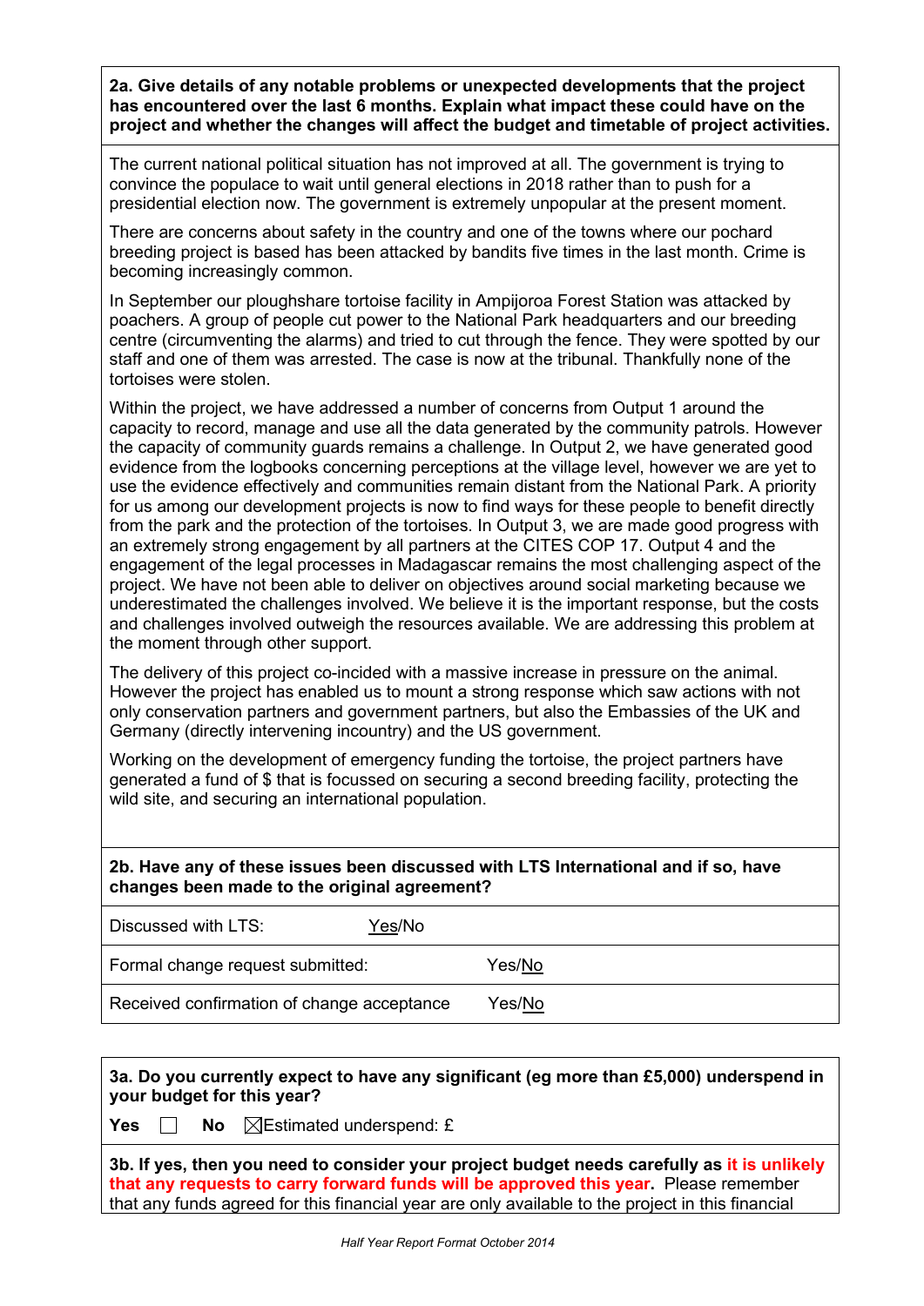**2a. Give details of any notable problems or unexpected developments that the project has encountered over the last 6 months. Explain what impact these could have on the project and whether the changes will affect the budget and timetable of project activities.**

The current national political situation has not improved at all. The government is trying to convince the populace to wait until general elections in 2018 rather than to push for a presidential election now. The government is extremely unpopular at the present moment.

There are concerns about safety in the country and one of the towns where our pochard breeding project is based has been attacked by bandits five times in the last month. Crime is becoming increasingly common.

In September our ploughshare tortoise facility in Ampijoroa Forest Station was attacked by poachers. A group of people cut power to the National Park headquarters and our breeding centre (circumventing the alarms) and tried to cut through the fence. They were spotted by our staff and one of them was arrested. The case is now at the tribunal. Thankfully none of the tortoises were stolen.

Within the project, we have addressed a number of concerns from Output 1 around the capacity to record, manage and use all the data generated by the community patrols. However the capacity of community guards remains a challenge. In Output 2, we have generated good evidence from the logbooks concerning perceptions at the village level, however we are yet to use the evidence effectively and communities remain distant from the National Park. A priority for us among our development projects is now to find ways for these people to benefit directly from the park and the protection of the tortoises. In Output 3, we are made good progress with an extremely strong engagement by all partners at the CITES COP 17. Output 4 and the engagement of the legal processes in Madagascar remains the most challenging aspect of the project. We have not been able to deliver on objectives around social marketing because we underestimated the challenges involved. We believe it is the important response, but the costs and challenges involved outweigh the resources available. We are addressing this problem at the moment through other support.

The delivery of this project co-incided with a massive increase in pressure on the animal. However the project has enabled us to mount a strong response which saw actions with not only conservation partners and government partners, but also the Embassies of the UK and Germany (directly intervening incountry) and the US government.

Working on the development of emergency funding the tortoise, the project partners have generated a fund of $ that is focussed on securing a second breeding facility, protecting the wild site, and securing an international population.

**2b. Have any of these issues been discussed with LTS International and if so, have changes been made to the original agreement?**

| | |
|---|---|
| Discussed with LTS: | <u>Yes</u>/No |
| Formal change request submitted: | Yes/<u>No</u> |
| Received confirmation of change acceptance | Yes/<u>No</u> |

**3a. Do you currently expect to have any significant (eg more than £5,000) underspend in your budget for this year?**

**Yes** ☐ **No** ☒ Estimated underspend: £

**3b. If yes, then you need to consider your project budget needs carefully as it is unlikely that any requests to carry forward funds will be approved this year.** Please remember that any funds agreed for this financial year are only available to the project in this financial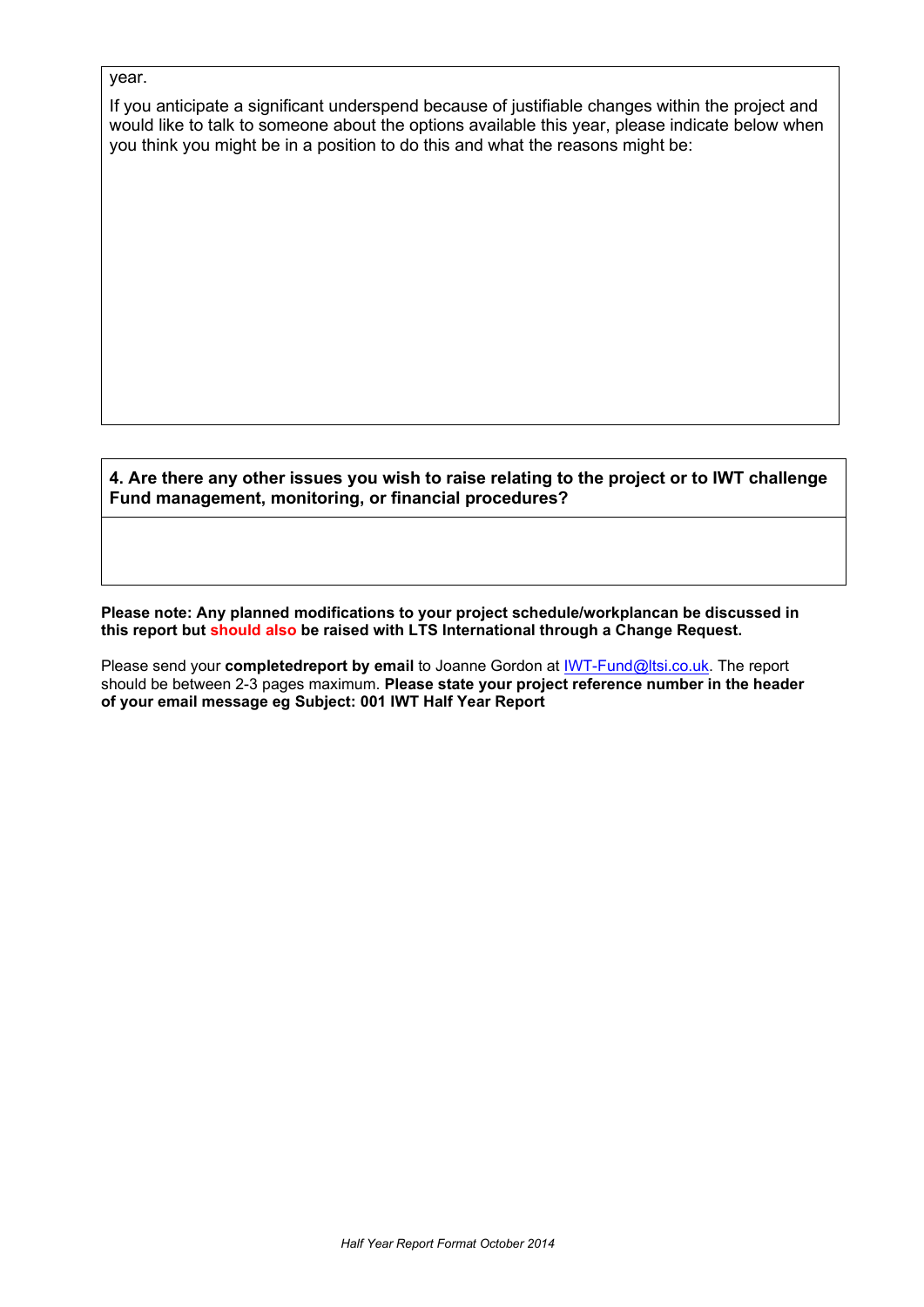year.

If you anticipate a significant underspend because of justifiable changes within the project and would like to talk to someone about the options available this year, please indicate below when you think you might be in a position to do this and what the reasons might be:

| 4. Are there any other issues you wish to raise relating to the project or to IWT challenge Fund management, monitoring, or financial procedures? |
|---|
| |

**Please note: Any planned modifications to your project schedule/workplancan be discussed in this report but should also be raised with LTS International through a Change Request.**

Please send your **completedreport by email** to Joanne Gordon at IWT-Fund@ltsi.co.uk. The report should be between 2-3 pages maximum. **Please state your project reference number in the header of your email message eg Subject: 001 IWT Half Year Report**